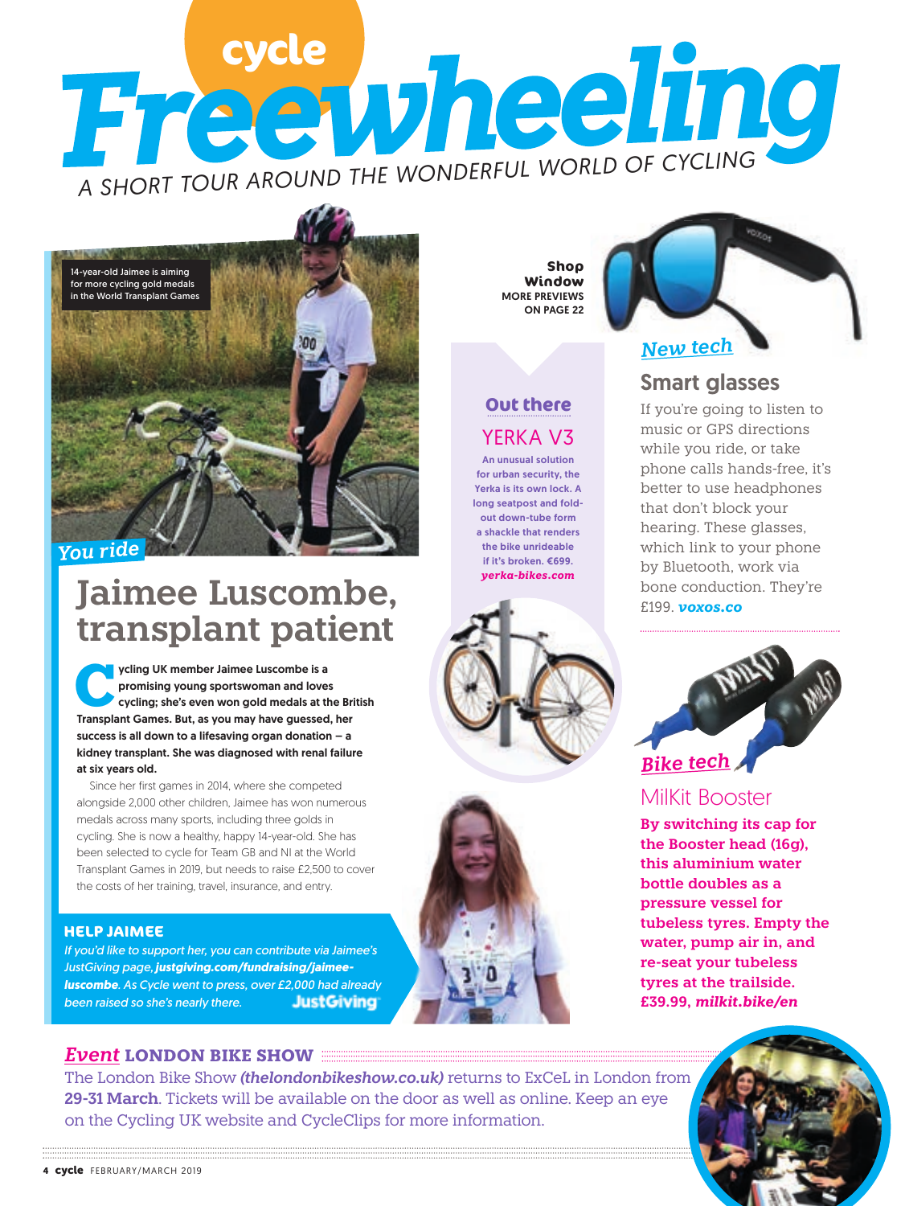# cycle Freewheeling

*A SHORT TOUR AROUND THE WONDERFUL WORLD OF CYCLING*

14-year-old Jaimee is aiming for more cycling gold medals in the World Transplant Games

*You ride*

## Jaimee Luscombe, transplant patient

**Cycling UK member Jaimee Luscombe is a promising young sportswoman and loves cycling; she's even won gold medals at the British Transplant Games. But, as you may have guessed, her success is all down to a lifesaving organ donation – a kidney transplant. She was diagnosed with renal failure at six years old.**

Since her first games in 2014, where she competed alongside 2,000 other children, Jaimee has won numerous medals across many sports, including three golds in cycling. She is now a healthy, happy 14-year-old. She has been selected to cycle for Team GB and NI at the World Transplant Games in 2019, but needs to raise £2,500 to cover the costs of her training, travel, insurance, and entry.

### HELP JAIMEE

*If you'd like to support her, you can contribute via Jaimee's JustGiving page,* ***justgiving.com/fundraising/jaimee-luscombe****. As Cycle went to press, over £2,000 had already been raised so she's nearly there.*

JustGiving

**Shop Window**
MORE PREVIEWS ON PAGE 22

### Out there

## YERKA V3

**An unusual solution for urban security, the Yerka is its own lock. A long seatpost and fold-out down-tube form a shackle that renders the bike unrideable if it's broken. €699. *yerka-bikes.com***

*New tech*

## Smart glasses

If you're going to listen to music or GPS directions while you ride, or take phone calls hands-free, it's better to use headphones that don't block your hearing. These glasses, which link to your phone by Bluetooth, work via bone conduction. They're £199. ***voxos.co***

*Bike tech*

## MilKit Booster

**By switching its cap for the Booster head (16g), this aluminium water bottle doubles as a pressure vessel for tubeless tyres. Empty the water, pump air in, and re-seat your tubeless tyres at the trailside. £39.99, *milkit.bike/en***

### *Event* LONDON BIKE SHOW

The London Bike Show ***(thelondonbikeshow.co.uk)*** returns to ExCeL in London from **29-31 March**. Tickets will be available on the door as well as online. Keep an eye on the Cycling UK website and CycleClips for more information.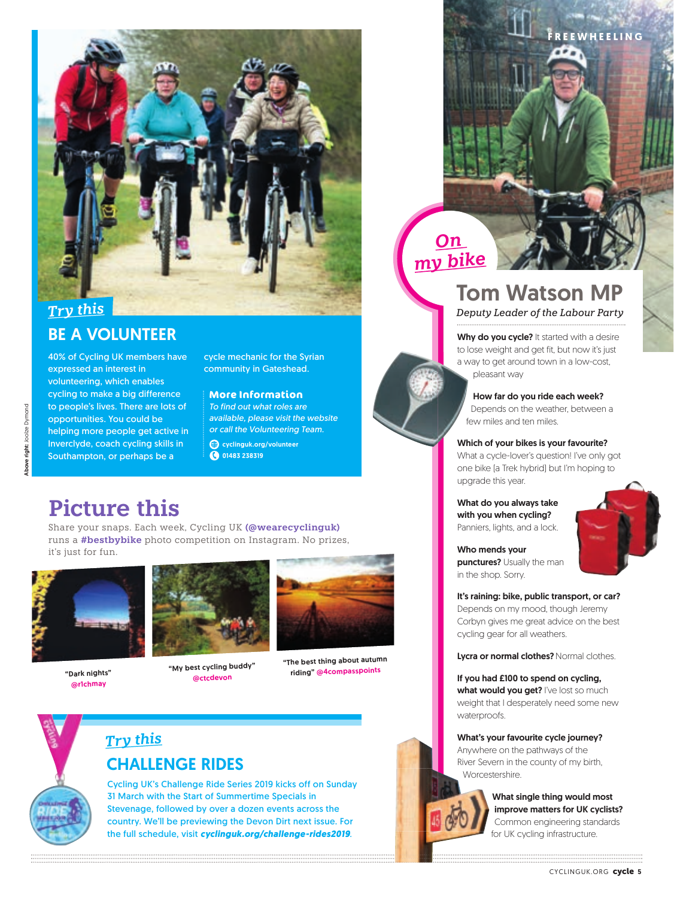## Try this

## BE A VOLUNTEER

40% of Cycling UK members have expressed an interest in volunteering, which enables cycling to make a big difference to people's lives. There are lots of opportunities. You could be helping more people get active in Inverclyde, coach cycling skills in Southampton, or perhaps be a cycle mechanic for the Syrian community in Gateshead.

**More Information**

*To find out what roles are available, please visit the website or call the Volunteering Team.*

cyclinguk.org/volunteer
01483 238319

Above right: Joolze Dymond

# Picture this

Share your snaps. Each week, Cycling UK **(@wearecyclinguk)** runs a **#bestbybike** photo competition on Instagram. No prizes, it's just for fun.

"Dark nights" @r1chmay

"My best cycling buddy" @ctcdevon

"The best thing about autumn riding" @4compasspoints

## Try this

## CHALLENGE RIDES

Cycling UK's Challenge Ride Series 2019 kicks off on Sunday 31 March with the Start of Summertime Specials in Stevenage, followed by over a dozen events across the country. We'll be previewing the Devon Dirt next issue. For the full schedule, visit ***cyclinguk.org/challenge-rides2019***.

## On my bike

# Tom Watson MP

*Deputy Leader of the Labour Party*

**Why do you cycle?** It started with a desire to lose weight and get fit, but now it's just a way to get around town in a low-cost, pleasant way

**How far do you ride each week?** Depends on the weather, between a few miles and ten miles.

**Which of your bikes is your favourite?** What a cycle-lover's question! I've only got one bike (a Trek hybrid) but I'm hoping to upgrade this year.

**What do you always take with you when cycling?** Panniers, lights, and a lock.

**Who mends your punctures?** Usually the man in the shop. Sorry.

**It's raining: bike, public transport, or car?** Depends on my mood, though Jeremy Corbyn gives me great advice on the best cycling gear for all weathers.

**Lycra or normal clothes?** Normal clothes.

**If you had £100 to spend on cycling, what would you get?** I've lost so much weight that I desperately need some new waterproofs.

**What's your favourite cycle journey?** Anywhere on the pathways of the River Severn in the county of my birth, Worcestershire.

**What single thing would most improve matters for UK cyclists?** Common engineering standards for UK cycling infrastructure.